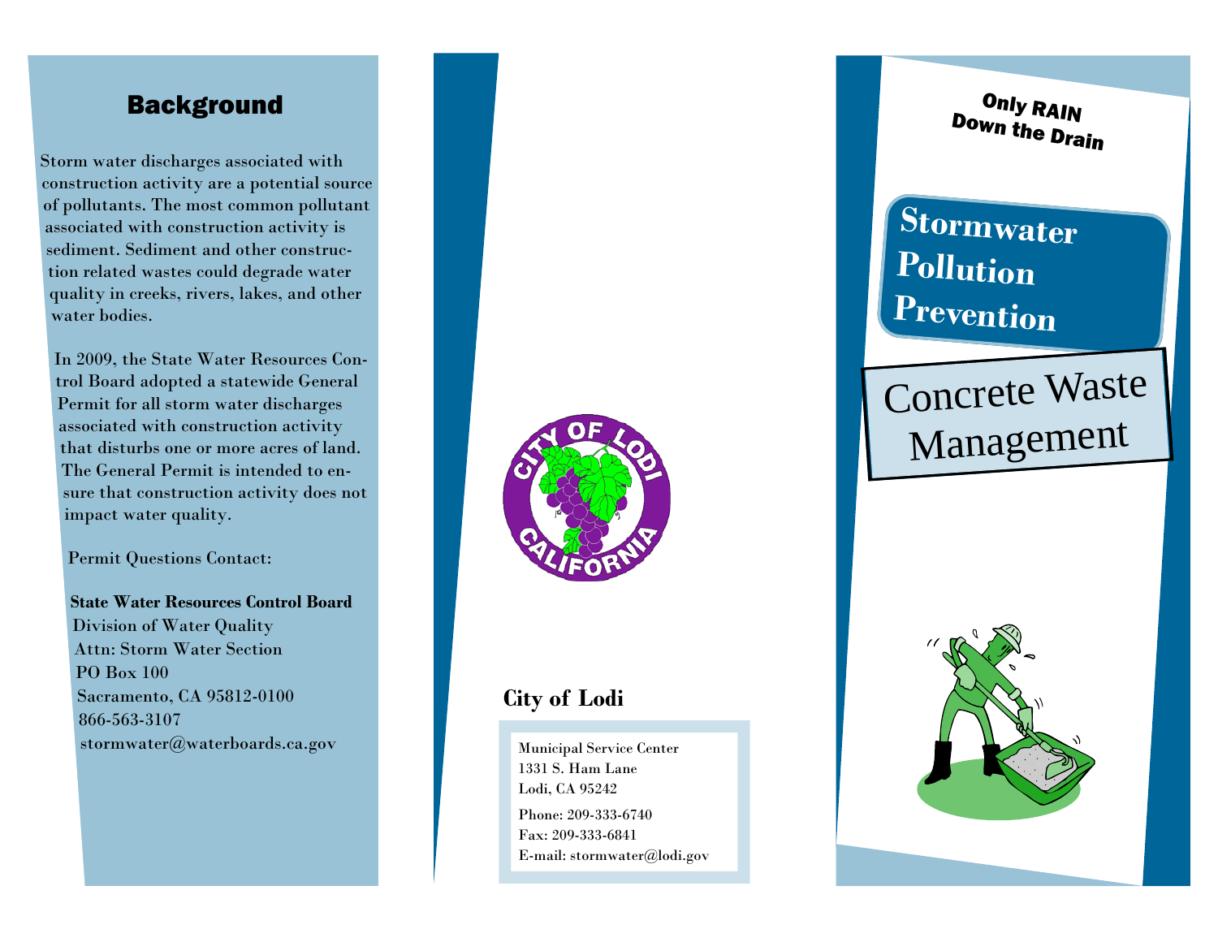## Background

Storm water discharges associated with construction activity are a potential source of pollutants. The most common pollutant associated with construction activity is sediment. Sediment and other construction related wastes could degrade water quality in creeks, rivers, lakes, and other water bodies.

In 2009, the State Water Resources Control Board adopted a statewide General Permit for all storm water discharges associated with construction activity that disturbs one or more acres of land. The General Permit is intended to ensure that construction activity does not impact water quality.

Permit Questions Contact:

**State Water Resources Control Board**
Division of Water Quality
Attn: Storm Water Section
PO Box 100
Sacramento, CA 95812-0100
866-563-3107
stormwater@waterboards.ca.gov

**City of Lodi**

Municipal Service Center
1331 S. Ham Lane
Lodi, CA 95242

Phone: 209-333-6740
Fax: 209-333-6841
E-mail: stormwater@lodi.gov

**Only RAIN Down the Drain**

# Stormwater Pollution Prevention

# Concrete Waste Management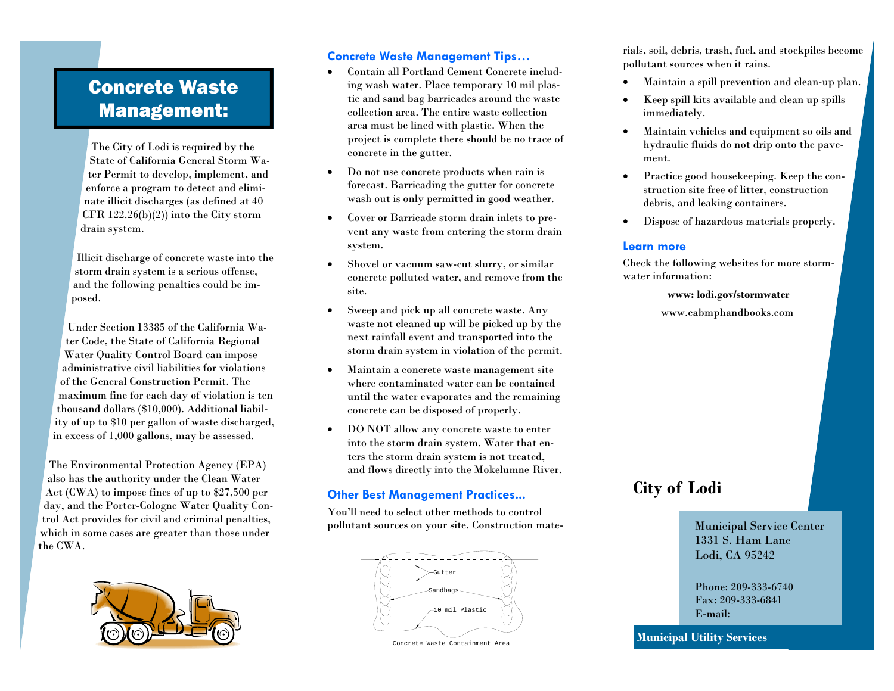## Concrete Waste Management:

The City of Lodi is required by the State of California General Storm Water Permit to develop, implement, and enforce a program to detect and eliminate illicit discharges (as defined at 40 CFR 122.26(b)(2)) into the City storm drain system.

Illicit discharge of concrete waste into the storm drain system is a serious offense, and the following penalties could be imposed.

Under Section 13385 of the California Water Code, the State of California Regional Water Quality Control Board can impose administrative civil liabilities for violations of the General Construction Permit. The maximum fine for each day of violation is ten thousand dollars ($10,000). Additional liability of up to $10 per gallon of waste discharged, in excess of 1,000 gallons, may be assessed.

The Environmental Protection Agency (EPA) also has the authority under the Clean Water Act (CWA) to impose fines of up to $27,500 per day, and the Porter-Cologne Water Quality Control Act provides for civil and criminal penalties, which in some cases are greater than those under the CWA.

### Concrete Waste Management Tips…

- Contain all Portland Cement Concrete including wash water. Place temporary 10 mil plastic and sand bag barricades around the waste collection area. The entire waste collection area must be lined with plastic. When the project is complete there should be no trace of concrete in the gutter.
- Do not use concrete products when rain is forecast. Barricading the gutter for concrete wash out is only permitted in good weather.
- Cover or Barricade storm drain inlets to prevent any waste from entering the storm drain system.
- Shovel or vacuum saw-cut slurry, or similar concrete polluted water, and remove from the site.
- Sweep and pick up all concrete waste. Any waste not cleaned up will be picked up by the next rainfall event and transported into the storm drain system in violation of the permit.
- Maintain a concrete waste management site where contaminated water can be contained until the water evaporates and the remaining concrete can be disposed of properly.
- DO NOT allow any concrete waste to enter into the storm drain system. Water that enters the storm drain system is not treated, and flows directly into the Mokelumne River.

### Other Best Management Practices...

You'll need to select other methods to control pollutant sources on your site. Construction materials, soil, debris, trash, fuel, and stockpiles become pollutant sources when it rains.

Gutter

Sandbags

10 mil Plastic

Concrete Waste Containment Area

- Maintain a spill prevention and clean-up plan.
- Keep spill kits available and clean up spills immediately.
- Maintain vehicles and equipment so oils and hydraulic fluids do not drip onto the pavement.
- Practice good housekeeping. Keep the construction site free of litter, construction debris, and leaking containers.
- Dispose of hazardous materials properly.

### Learn more

Check the following websites for more stormwater information:

**www: lodi.gov/stormwater**

www.cabmphandbooks.com

## City of Lodi

Municipal Service Center
1331 S. Ham Lane
Lodi, CA 95242

Phone: 209-333-6740
Fax: 209-333-6841
E-mail:

**Municipal Utility Services**